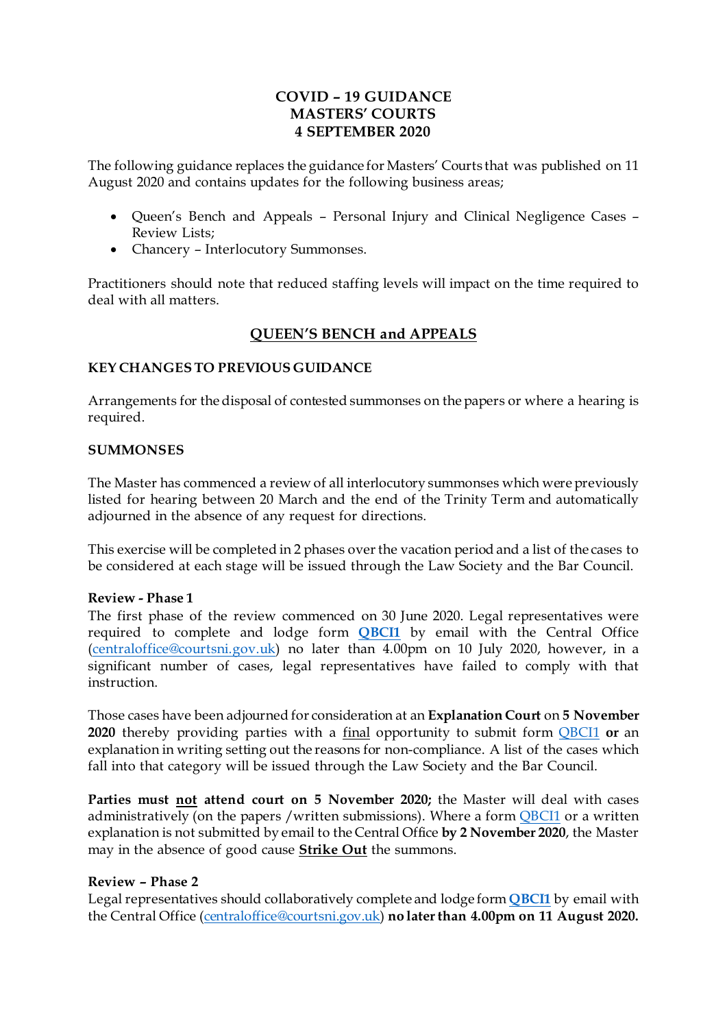# COVID – 19 GUIDANCE
# MASTERS' COURTS
# 4 SEPTEMBER 2020

The following guidance replaces the guidance for Masters' Courts that was published on 11 August 2020 and contains updates for the following business areas;

- Queen's Bench and Appeals – Personal Injury and Clinical Negligence Cases – Review Lists;
- Chancery – Interlocutory Summonses.

Practitioners should note that reduced staffing levels will impact on the time required to deal with all matters.

## QUEEN'S BENCH and APPEALS

### KEY CHANGES TO PREVIOUS GUIDANCE

Arrangements for the disposal of contested summonses on the papers or where a hearing is required.

### SUMMONSES

The Master has commenced a review of all interlocutory summonses which were previously listed for hearing between 20 March and the end of the Trinity Term and automatically adjourned in the absence of any request for directions.

This exercise will be completed in 2 phases over the vacation period and a list of the cases to be considered at each stage will be issued through the Law Society and the Bar Council.

**Review - Phase 1**
The first phase of the review commenced on 30 June 2020. Legal representatives were required to complete and lodge form **QBCI1** by email with the Central Office (centraloffice@courtsni.gov.uk) no later than 4.00pm on 10 July 2020, however, in a significant number of cases, legal representatives have failed to comply with that instruction.

Those cases have been adjourned for consideration at an **Explanation Court** on **5 November 2020** thereby providing parties with a final opportunity to submit form QBCI1 **or** an explanation in writing setting out the reasons for non-compliance. A list of the cases which fall into that category will be issued through the Law Society and the Bar Council.

**Parties must not attend court on 5 November 2020;** the Master will deal with cases administratively (on the papers /written submissions). Where a form QBCI1 or a written explanation is not submitted by email to the Central Office **by 2 November 2020**, the Master may in the absence of good cause **Strike Out** the summons.

**Review – Phase 2**
Legal representatives should collaboratively complete and lodge form **QBCI1** by email with the Central Office (centraloffice@courtsni.gov.uk) **no later than 4.00pm on 11 August 2020.**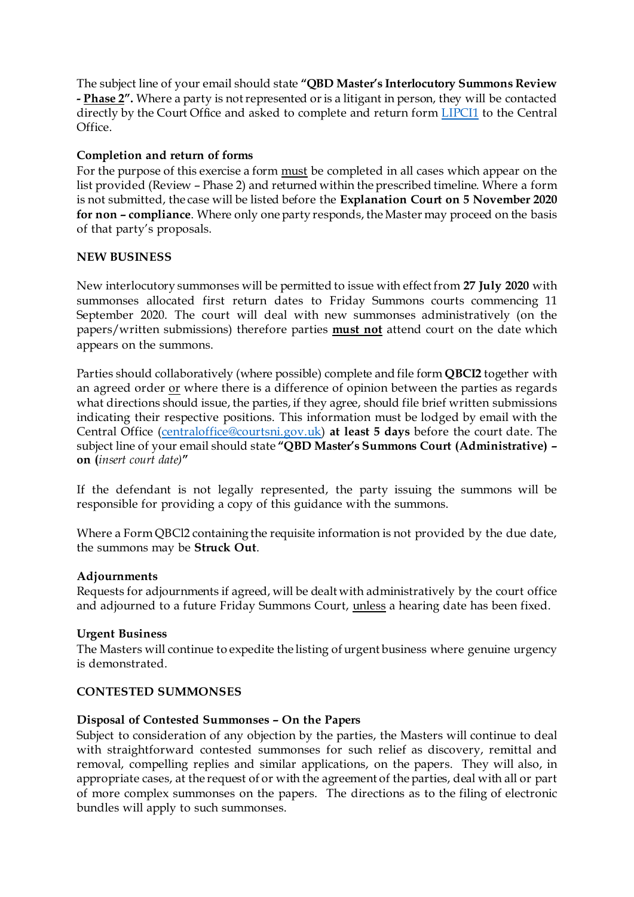The subject line of your email should state **"QBD Master's Interlocutory Summons Review - Phase 2".** Where a party is not represented or is a litigant in person, they will be contacted directly by the Court Office and asked to complete and return form [LIPCI1](LIPCI1) to the Central Office.

**Completion and return of forms**
For the purpose of this exercise a form must be completed in all cases which appear on the list provided (Review – Phase 2) and returned within the prescribed timeline. Where a form is not submitted, the case will be listed before the **Explanation Court on 5 November 2020 for non – compliance**. Where only one party responds, the Master may proceed on the basis of that party's proposals.

**NEW BUSINESS**

New interlocutory summonses will be permitted to issue with effect from **27 July 2020** with summonses allocated first return dates to Friday Summons courts commencing 11 September 2020. The court will deal with new summonses administratively (on the papers/written submissions) therefore parties **must not** attend court on the date which appears on the summons.

Parties should collaboratively (where possible) complete and file form **QBCI2** together with an agreed order or where there is a difference of opinion between the parties as regards what directions should issue, the parties, if they agree, should file brief written submissions indicating their respective positions. This information must be lodged by email with the Central Office (centraloffice@courtsni.gov.uk) **at least 5 days** before the court date. The subject line of your email should state **"QBD Master's Summons Court (Administrative) – on (***insert court date)***"**

If the defendant is not legally represented, the party issuing the summons will be responsible for providing a copy of this guidance with the summons.

Where a Form QBCl2 containing the requisite information is not provided by the due date, the summons may be **Struck Out**.

**Adjournments**
Requests for adjournments if agreed, will be dealt with administratively by the court office and adjourned to a future Friday Summons Court, unless a hearing date has been fixed.

**Urgent Business**
The Masters will continue to expedite the listing of urgent business where genuine urgency is demonstrated.

**CONTESTED SUMMONSES**

**Disposal of Contested Summonses – On the Papers**
Subject to consideration of any objection by the parties, the Masters will continue to deal with straightforward contested summonses for such relief as discovery, remittal and removal, compelling replies and similar applications, on the papers. They will also, in appropriate cases, at the request of or with the agreement of the parties, deal with all or part of more complex summonses on the papers. The directions as to the filing of electronic bundles will apply to such summonses.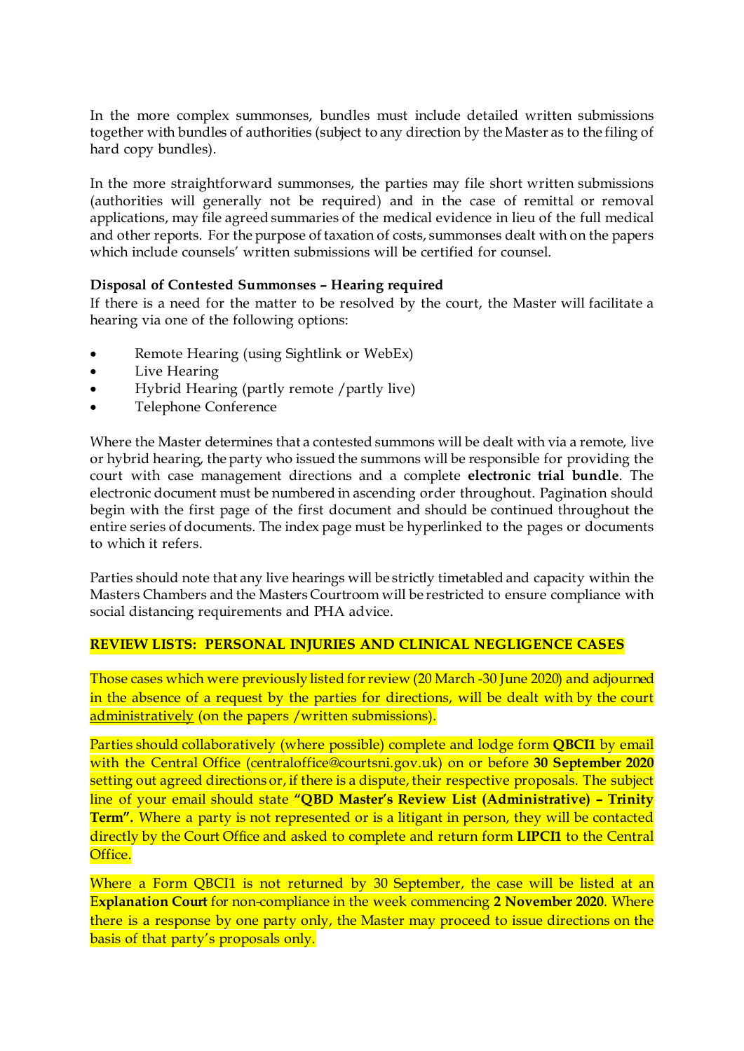In the more complex summonses, bundles must include detailed written submissions together with bundles of authorities (subject to any direction by the Master as to the filing of hard copy bundles).

In the more straightforward summonses, the parties may file short written submissions (authorities will generally not be required) and in the case of remittal or removal applications, may file agreed summaries of the medical evidence in lieu of the full medical and other reports. For the purpose of taxation of costs, summonses dealt with on the papers which include counsels' written submissions will be certified for counsel.

**Disposal of Contested Summonses – Hearing required**

If there is a need for the matter to be resolved by the court, the Master will facilitate a hearing via one of the following options:

- Remote Hearing (using Sightlink or WebEx)
- Live Hearing
- Hybrid Hearing (partly remote /partly live)
- Telephone Conference

Where the Master determines that a contested summons will be dealt with via a remote, live or hybrid hearing, the party who issued the summons will be responsible for providing the court with case management directions and a complete **electronic trial bundle**. The electronic document must be numbered in ascending order throughout. Pagination should begin with the first page of the first document and should be continued throughout the entire series of documents. The index page must be hyperlinked to the pages or documents to which it refers.

Parties should note that any live hearings will be strictly timetabled and capacity within the Masters Chambers and the Masters Courtroom will be restricted to ensure compliance with social distancing requirements and PHA advice.

**REVIEW LISTS: PERSONAL INJURIES AND CLINICAL NEGLIGENCE CASES**

Those cases which were previously listed for review (20 March -30 June 2020) and adjourned in the absence of a request by the parties for directions, will be dealt with by the court administratively (on the papers /written submissions).

Parties should collaboratively (where possible) complete and lodge form **QBCI1** by email with the Central Office (centraloffice@courtsni.gov.uk) on or before **30 September 2020** setting out agreed directions or, if there is a dispute, their respective proposals. The subject line of your email should state **"QBD Master's Review List (Administrative) – Trinity Term".** Where a party is not represented or is a litigant in person, they will be contacted directly by the Court Office and asked to complete and return form **LIPCI1** to the Central Office.

Where a Form QBCI1 is not returned by 30 September, the case will be listed at an **Explanation Court** for non-compliance in the week commencing **2 November 2020**. Where there is a response by one party only, the Master may proceed to issue directions on the basis of that party's proposals only.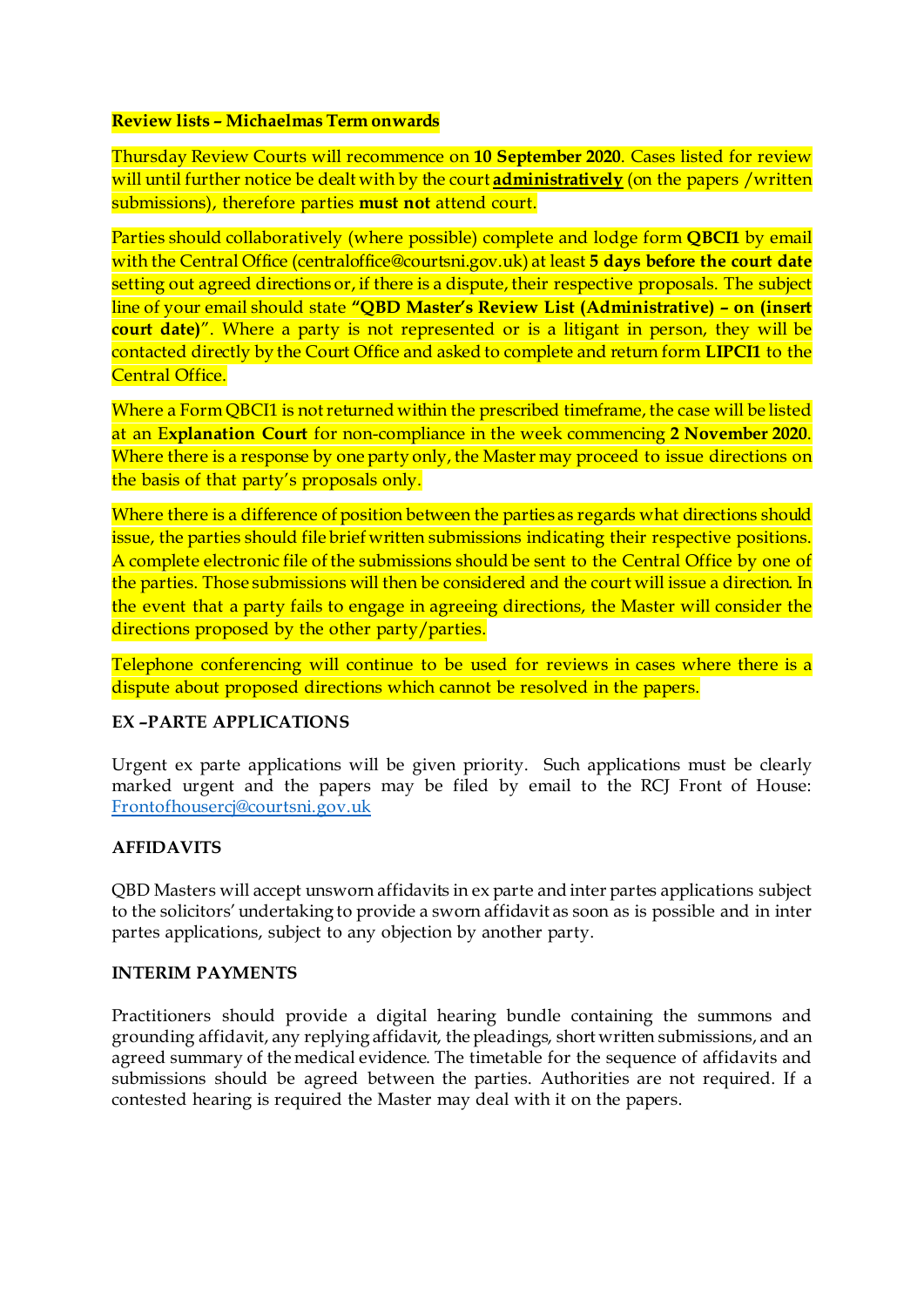**Review lists – Michaelmas Term onwards**

Thursday Review Courts will recommence on **10 September 2020**. Cases listed for review will until further notice be dealt with by the court **administratively** (on the papers /written submissions), therefore parties **must not** attend court.

Parties should collaboratively (where possible) complete and lodge form **QBCI1** by email with the Central Office (centraloffice@courtsni.gov.uk) at least **5 days before the court date** setting out agreed directions or, if there is a dispute, their respective proposals. The subject line of your email should state **"QBD Master's Review List (Administrative) – on (insert court date)"**. Where a party is not represented or is a litigant in person, they will be contacted directly by the Court Office and asked to complete and return form **LIPCI1** to the Central Office.

Where a Form QBCI1 is not returned within the prescribed timeframe, the case will be listed at an E**xplanation Court** for non-compliance in the week commencing **2 November 2020**. Where there is a response by one party only, the Master may proceed to issue directions on the basis of that party's proposals only.

Where there is a difference of position between the parties as regards what directions should issue, the parties should file brief written submissions indicating their respective positions. A complete electronic file of the submissions should be sent to the Central Office by one of the parties. Those submissions will then be considered and the court will issue a direction. In the event that a party fails to engage in agreeing directions, the Master will consider the directions proposed by the other party/parties.

Telephone conferencing will continue to be used for reviews in cases where there is a dispute about proposed directions which cannot be resolved in the papers.

**EX –PARTE APPLICATIONS**

Urgent ex parte applications will be given priority. Such applications must be clearly marked urgent and the papers may be filed by email to the RCJ Front of House: Frontofhousercj@courtsni.gov.uk

**AFFIDAVITS**

QBD Masters will accept unsworn affidavits in ex parte and inter partes applications subject to the solicitors' undertaking to provide a sworn affidavit as soon as is possible and in inter partes applications, subject to any objection by another party.

**INTERIM PAYMENTS**

Practitioners should provide a digital hearing bundle containing the summons and grounding affidavit, any replying affidavit, the pleadings, short written submissions, and an agreed summary of the medical evidence. The timetable for the sequence of affidavits and submissions should be agreed between the parties. Authorities are not required. If a contested hearing is required the Master may deal with it on the papers.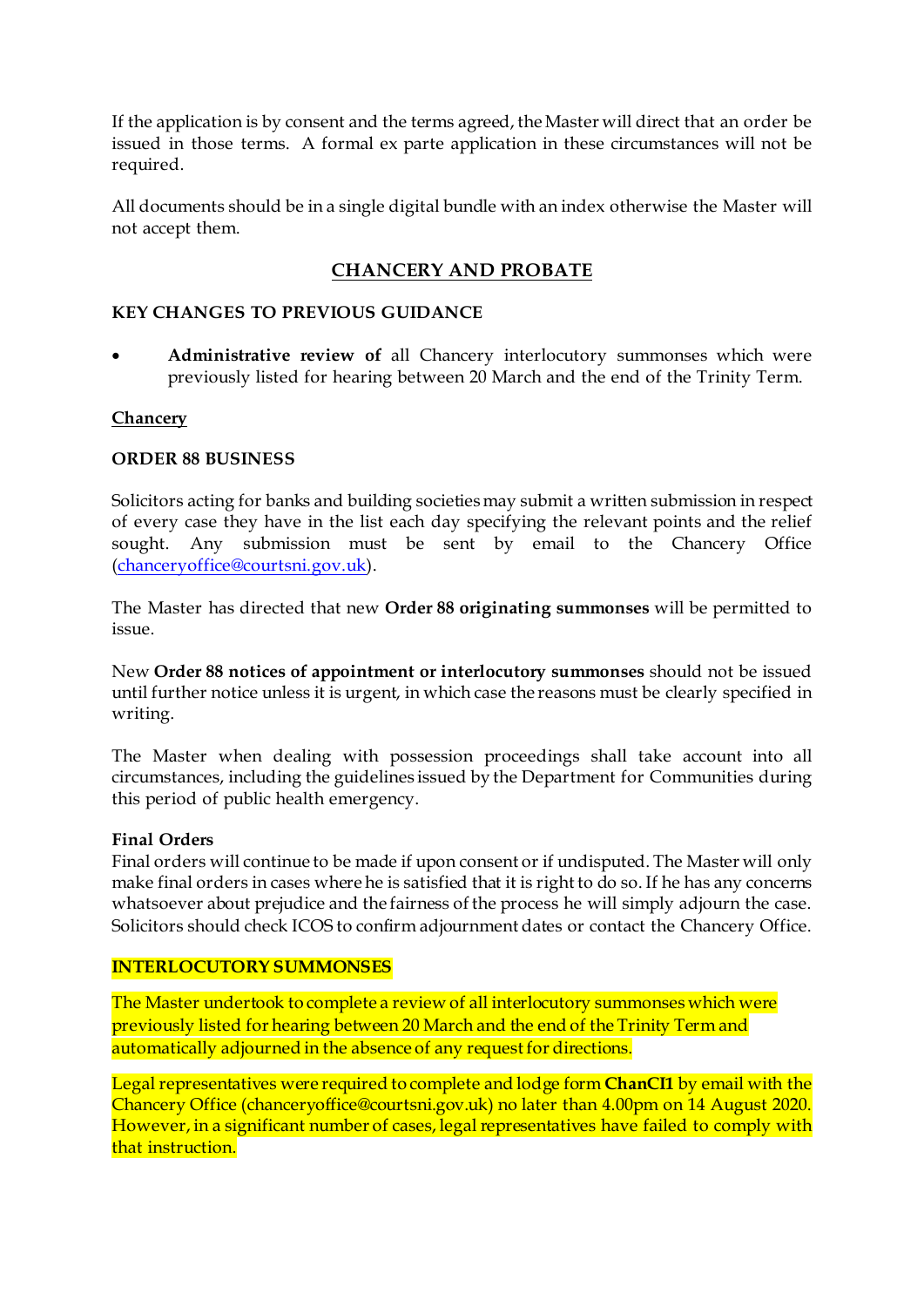If the application is by consent and the terms agreed, the Master will direct that an order be issued in those terms. A formal ex parte application in these circumstances will not be required.

All documents should be in a single digital bundle with an index otherwise the Master will not accept them.

## CHANCERY AND PROBATE

### KEY CHANGES TO PREVIOUS GUIDANCE

- **Administrative review of** all Chancery interlocutory summonses which were previously listed for hearing between 20 March and the end of the Trinity Term.

### Chancery

### ORDER 88 BUSINESS

Solicitors acting for banks and building societies may submit a written submission in respect of every case they have in the list each day specifying the relevant points and the relief sought. Any submission must be sent by email to the Chancery Office (chanceryoffice@courtsni.gov.uk).

The Master has directed that new **Order 88 originating summonses** will be permitted to issue.

New **Order 88 notices of appointment or interlocutory summonses** should not be issued until further notice unless it is urgent, in which case the reasons must be clearly specified in writing.

The Master when dealing with possession proceedings shall take account into all circumstances, including the guidelines issued by the Department for Communities during this period of public health emergency.

**Final Orders**

Final orders will continue to be made if upon consent or if undisputed. The Master will only make final orders in cases where he is satisfied that it is right to do so. If he has any concerns whatsoever about prejudice and the fairness of the process he will simply adjourn the case. Solicitors should check ICOS to confirm adjournment dates or contact the Chancery Office.

### INTERLOCUTORY SUMMONSES

The Master undertook to complete a review of all interlocutory summonses which were previously listed for hearing between 20 March and the end of the Trinity Term and automatically adjourned in the absence of any request for directions.

Legal representatives were required to complete and lodge form **ChanCI1** by email with the Chancery Office (chanceryoffice@courtsni.gov.uk) no later than 4.00pm on 14 August 2020. However, in a significant number of cases, legal representatives have failed to comply with that instruction.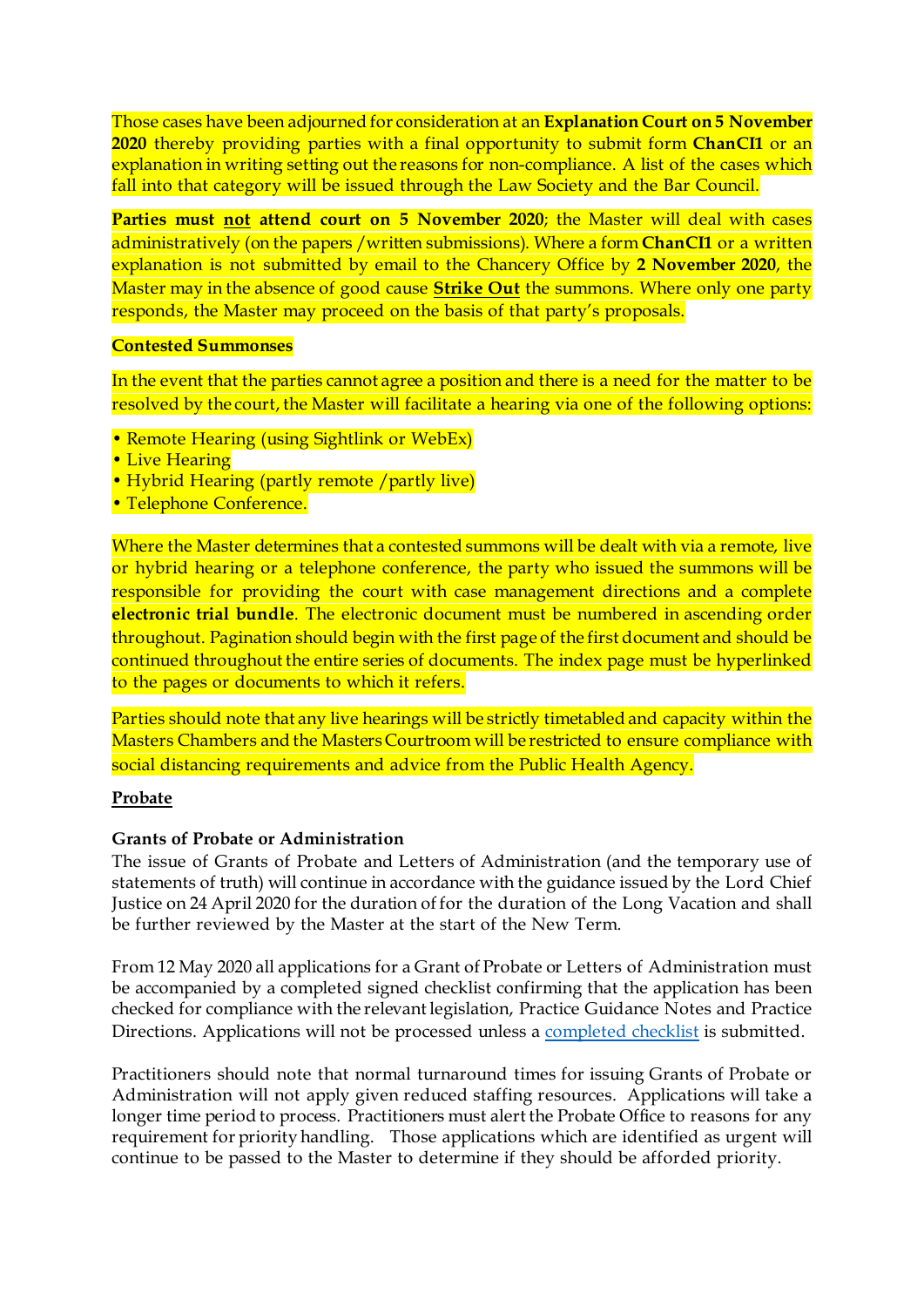Those cases have been adjourned for consideration at an **Explanation Court on 5 November 2020** thereby providing parties with a final opportunity to submit form **ChanCI1** or an explanation in writing setting out the reasons for non-compliance. A list of the cases which fall into that category will be issued through the Law Society and the Bar Council.

**Parties must <u>not</u> attend court on 5 November 2020**; the Master will deal with cases administratively (on the papers /written submissions). Where a form **ChanCI1** or a written explanation is not submitted by email to the Chancery Office by **2 November 2020**, the Master may in the absence of good cause **<u>Strike Out</u>** the summons. Where only one party responds, the Master may proceed on the basis of that party's proposals.

**Contested Summonses**

In the event that the parties cannot agree a position and there is a need for the matter to be resolved by the court, the Master will facilitate a hearing via one of the following options:

- Remote Hearing (using Sightlink or WebEx)
- Live Hearing
- Hybrid Hearing (partly remote /partly live)
- Telephone Conference.

Where the Master determines that a contested summons will be dealt with via a remote, live or hybrid hearing or a telephone conference, the party who issued the summons will be responsible for providing the court with case management directions and a complete **electronic trial bundle**. The electronic document must be numbered in ascending order throughout. Pagination should begin with the first page of the first document and should be continued throughout the entire series of documents. The index page must be hyperlinked to the pages or documents to which it refers.

Parties should note that any live hearings will be strictly timetabled and capacity within the Masters Chambers and the Masters Courtroom will be restricted to ensure compliance with social distancing requirements and advice from the Public Health Agency.

## <u>Probate</u>

### Grants of Probate or Administration

The issue of Grants of Probate and Letters of Administration (and the temporary use of statements of truth) will continue in accordance with the guidance issued by the Lord Chief Justice on 24 April 2020 for the duration of for the duration of the Long Vacation and shall be further reviewed by the Master at the start of the New Term.

From 12 May 2020 all applications for a Grant of Probate or Letters of Administration must be accompanied by a completed signed checklist confirming that the application has been checked for compliance with the relevant legislation, Practice Guidance Notes and Practice Directions. Applications will not be processed unless a completed checklist is submitted.

Practitioners should note that normal turnaround times for issuing Grants of Probate or Administration will not apply given reduced staffing resources. Applications will take a longer time period to process. Practitioners must alert the Probate Office to reasons for any requirement for priority handling. Those applications which are identified as urgent will continue to be passed to the Master to determine if they should be afforded priority.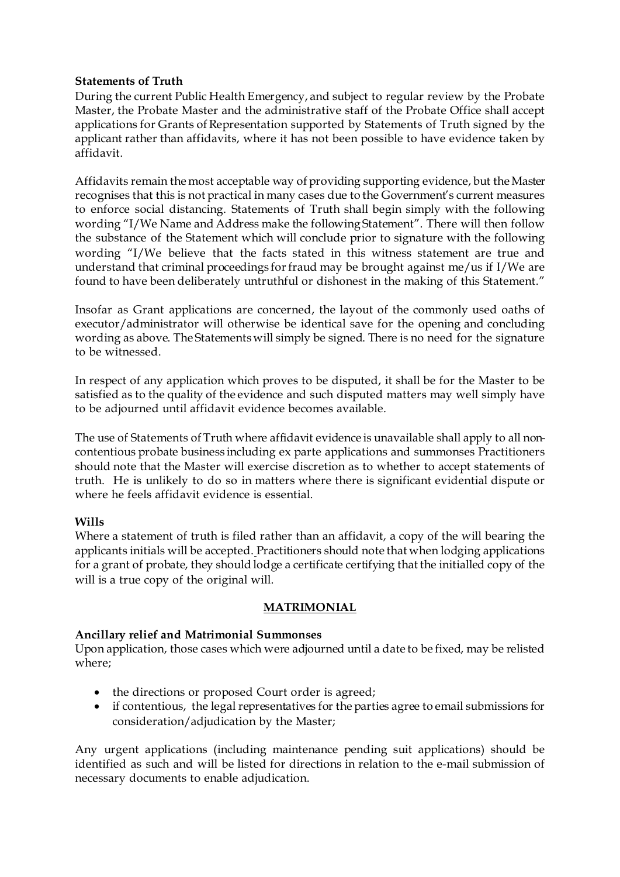**Statements of Truth**

During the current Public Health Emergency, and subject to regular review by the Probate Master, the Probate Master and the administrative staff of the Probate Office shall accept applications for Grants of Representation supported by Statements of Truth signed by the applicant rather than affidavits, where it has not been possible to have evidence taken by affidavit.

Affidavits remain the most acceptable way of providing supporting evidence, but the Master recognises that this is not practical in many cases due to the Government's current measures to enforce social distancing. Statements of Truth shall begin simply with the following wording "I/We Name and Address make the following Statement". There will then follow the substance of the Statement which will conclude prior to signature with the following wording "I/We believe that the facts stated in this witness statement are true and understand that criminal proceedings for fraud may be brought against me/us if I/We are found to have been deliberately untruthful or dishonest in the making of this Statement."

Insofar as Grant applications are concerned, the layout of the commonly used oaths of executor/administrator will otherwise be identical save for the opening and concluding wording as above. The Statements will simply be signed. There is no need for the signature to be witnessed.

In respect of any application which proves to be disputed, it shall be for the Master to be satisfied as to the quality of the evidence and such disputed matters may well simply have to be adjourned until affidavit evidence becomes available.

The use of Statements of Truth where affidavit evidence is unavailable shall apply to all non-contentious probate business including ex parte applications and summonses Practitioners should note that the Master will exercise discretion as to whether to accept statements of truth. He is unlikely to do so in matters where there is significant evidential dispute or where he feels affidavit evidence is essential.

**Wills**

Where a statement of truth is filed rather than an affidavit, a copy of the will bearing the applicants initials will be accepted. Practitioners should note that when lodging applications for a grant of probate, they should lodge a certificate certifying that the initialled copy of the will is a true copy of the original will.

## MATRIMONIAL

**Ancillary relief and Matrimonial Summonses**

Upon application, those cases which were adjourned until a date to be fixed, may be relisted where;

- the directions or proposed Court order is agreed;
- if contentious, the legal representatives for the parties agree to email submissions for consideration/adjudication by the Master;

Any urgent applications (including maintenance pending suit applications) should be identified as such and will be listed for directions in relation to the e-mail submission of necessary documents to enable adjudication.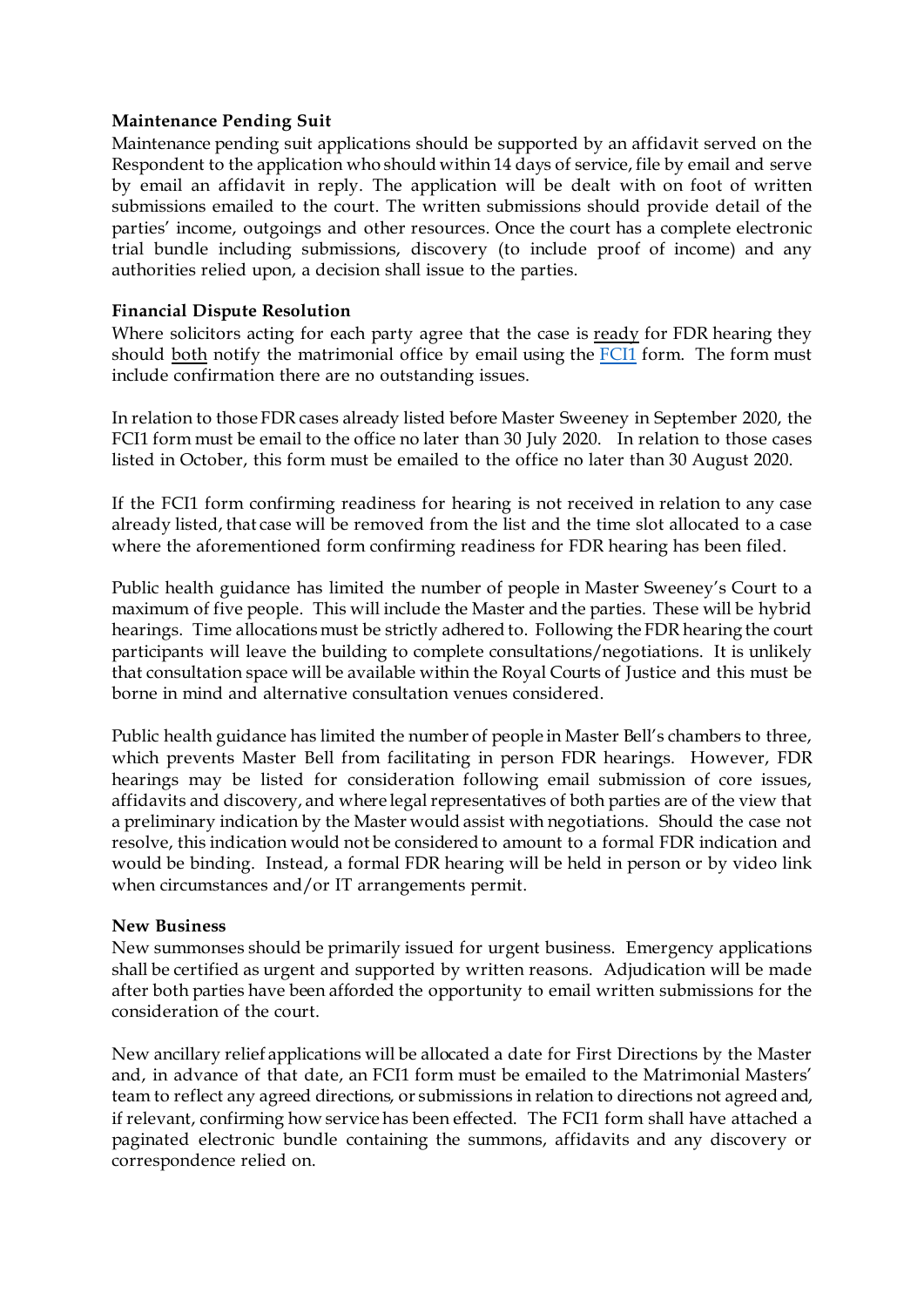**Maintenance Pending Suit**

Maintenance pending suit applications should be supported by an affidavit served on the Respondent to the application who should within 14 days of service, file by email and serve by email an affidavit in reply. The application will be dealt with on foot of written submissions emailed to the court. The written submissions should provide detail of the parties' income, outgoings and other resources. Once the court has a complete electronic trial bundle including submissions, discovery (to include proof of income) and any authorities relied upon, a decision shall issue to the parties.

**Financial Dispute Resolution**

Where solicitors acting for each party agree that the case is ready for FDR hearing they should both notify the matrimonial office by email using the [FCI1](FCI1) form. The form must include confirmation there are no outstanding issues.

In relation to those FDR cases already listed before Master Sweeney in September 2020, the FCI1 form must be email to the office no later than 30 July 2020. In relation to those cases listed in October, this form must be emailed to the office no later than 30 August 2020.

If the FCI1 form confirming readiness for hearing is not received in relation to any case already listed, that case will be removed from the list and the time slot allocated to a case where the aforementioned form confirming readiness for FDR hearing has been filed.

Public health guidance has limited the number of people in Master Sweeney's Court to a maximum of five people. This will include the Master and the parties. These will be hybrid hearings. Time allocations must be strictly adhered to. Following the FDR hearing the court participants will leave the building to complete consultations/negotiations. It is unlikely that consultation space will be available within the Royal Courts of Justice and this must be borne in mind and alternative consultation venues considered.

Public health guidance has limited the number of people in Master Bell's chambers to three, which prevents Master Bell from facilitating in person FDR hearings. However, FDR hearings may be listed for consideration following email submission of core issues, affidavits and discovery, and where legal representatives of both parties are of the view that a preliminary indication by the Master would assist with negotiations. Should the case not resolve, this indication would not be considered to amount to a formal FDR indication and would be binding. Instead, a formal FDR hearing will be held in person or by video link when circumstances and/or IT arrangements permit.

**New Business**

New summonses should be primarily issued for urgent business. Emergency applications shall be certified as urgent and supported by written reasons. Adjudication will be made after both parties have been afforded the opportunity to email written submissions for the consideration of the court.

New ancillary relief applications will be allocated a date for First Directions by the Master and, in advance of that date, an FCI1 form must be emailed to the Matrimonial Masters' team to reflect any agreed directions, or submissions in relation to directions not agreed and, if relevant, confirming how service has been effected. The FCI1 form shall have attached a paginated electronic bundle containing the summons, affidavits and any discovery or correspondence relied on.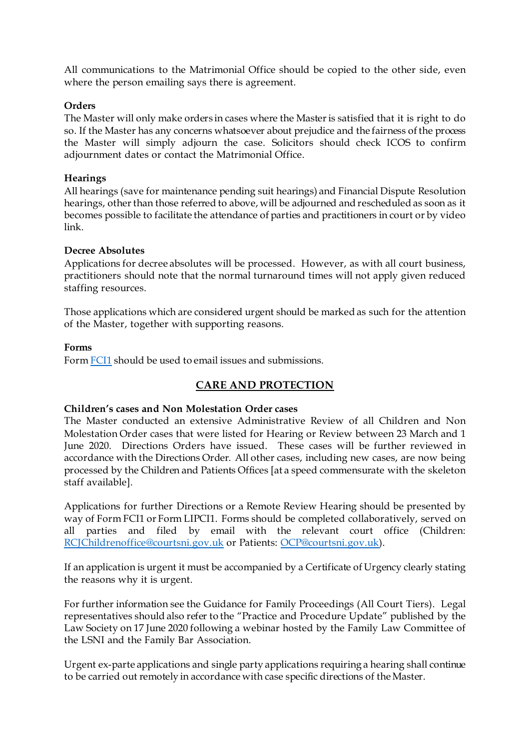All communications to the Matrimonial Office should be copied to the other side, even where the person emailing says there is agreement.

**Orders**

The Master will only make orders in cases where the Master is satisfied that it is right to do so. If the Master has any concerns whatsoever about prejudice and the fairness of the process the Master will simply adjourn the case. Solicitors should check ICOS to confirm adjournment dates or contact the Matrimonial Office.

**Hearings**

All hearings (save for maintenance pending suit hearings) and Financial Dispute Resolution hearings, other than those referred to above, will be adjourned and rescheduled as soon as it becomes possible to facilitate the attendance of parties and practitioners in court or by video link.

**Decree Absolutes**

Applications for decree absolutes will be processed. However, as with all court business, practitioners should note that the normal turnaround times will not apply given reduced staffing resources.

Those applications which are considered urgent should be marked as such for the attention of the Master, together with supporting reasons.

**Forms**

Form FCI1 should be used to email issues and submissions.

## CARE AND PROTECTION

**Children's cases and Non Molestation Order cases**

The Master conducted an extensive Administrative Review of all Children and Non Molestation Order cases that were listed for Hearing or Review between 23 March and 1 June 2020. Directions Orders have issued. These cases will be further reviewed in accordance with the Directions Order. All other cases, including new cases, are now being processed by the Children and Patients Offices [at a speed commensurate with the skeleton staff available].

Applications for further Directions or a Remote Review Hearing should be presented by way of Form FCI1 or Form LIPCI1. Forms should be completed collaboratively, served on all parties and filed by email with the relevant court office (Children: RCJChildrenoffice@courtsni.gov.uk or Patients: OCP@courtsni.gov.uk).

If an application is urgent it must be accompanied by a Certificate of Urgency clearly stating the reasons why it is urgent.

For further information see the Guidance for Family Proceedings (All Court Tiers). Legal representatives should also refer to the "Practice and Procedure Update" published by the Law Society on 17 June 2020 following a webinar hosted by the Family Law Committee of the LSNI and the Family Bar Association.

Urgent ex-parte applications and single party applications requiring a hearing shall continue to be carried out remotely in accordance with case specific directions of the Master.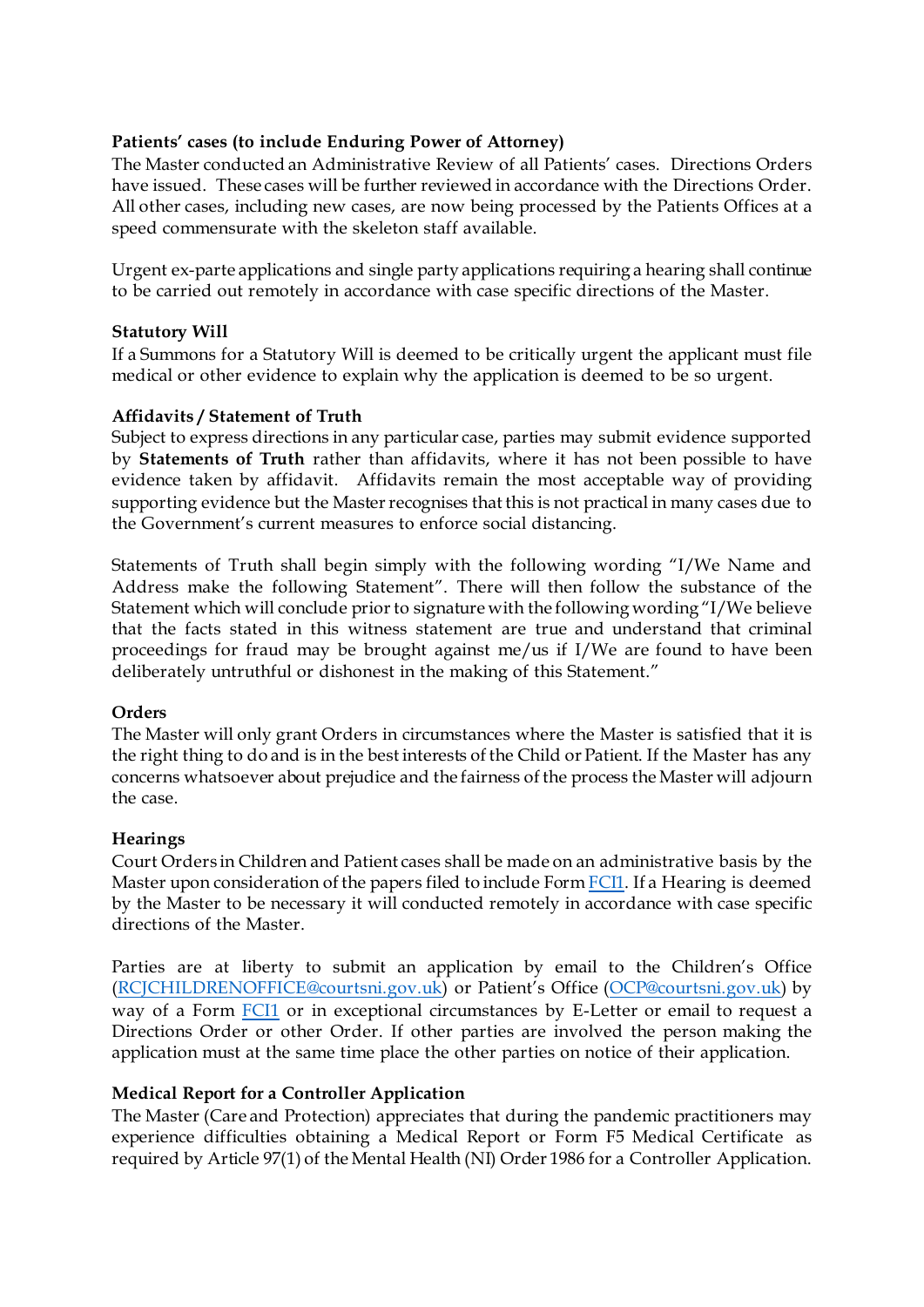**Patients' cases (to include Enduring Power of Attorney)**

The Master conducted an Administrative Review of all Patients' cases. Directions Orders have issued. These cases will be further reviewed in accordance with the Directions Order. All other cases, including new cases, are now being processed by the Patients Offices at a speed commensurate with the skeleton staff available.

Urgent ex-parte applications and single party applications requiring a hearing shall continue to be carried out remotely in accordance with case specific directions of the Master.

**Statutory Will**

If a Summons for a Statutory Will is deemed to be critically urgent the applicant must file medical or other evidence to explain why the application is deemed to be so urgent.

**Affidavits / Statement of Truth**

Subject to express directions in any particular case, parties may submit evidence supported by **Statements of Truth** rather than affidavits, where it has not been possible to have evidence taken by affidavit. Affidavits remain the most acceptable way of providing supporting evidence but the Master recognises that this is not practical in many cases due to the Government's current measures to enforce social distancing.

Statements of Truth shall begin simply with the following wording "I/We Name and Address make the following Statement". There will then follow the substance of the Statement which will conclude prior to signature with the following wording "I/We believe that the facts stated in this witness statement are true and understand that criminal proceedings for fraud may be brought against me/us if I/We are found to have been deliberately untruthful or dishonest in the making of this Statement."

**Orders**

The Master will only grant Orders in circumstances where the Master is satisfied that it is the right thing to do and is in the best interests of the Child or Patient. If the Master has any concerns whatsoever about prejudice and the fairness of the process the Master will adjourn the case.

**Hearings**

Court Orders in Children and Patient cases shall be made on an administrative basis by the Master upon consideration of the papers filed to include Form FCI1. If a Hearing is deemed by the Master to be necessary it will conducted remotely in accordance with case specific directions of the Master.

Parties are at liberty to submit an application by email to the Children's Office (RCJCHILDRENOFFICE@courtsni.gov.uk) or Patient's Office (OCP@courtsni.gov.uk) by way of a Form FCI1 or in exceptional circumstances by E-Letter or email to request a Directions Order or other Order. If other parties are involved the person making the application must at the same time place the other parties on notice of their application.

**Medical Report for a Controller Application**

The Master (Care and Protection) appreciates that during the pandemic practitioners may experience difficulties obtaining a Medical Report or Form F5 Medical Certificate as required by Article 97(1) of the Mental Health (NI) Order 1986 for a Controller Application.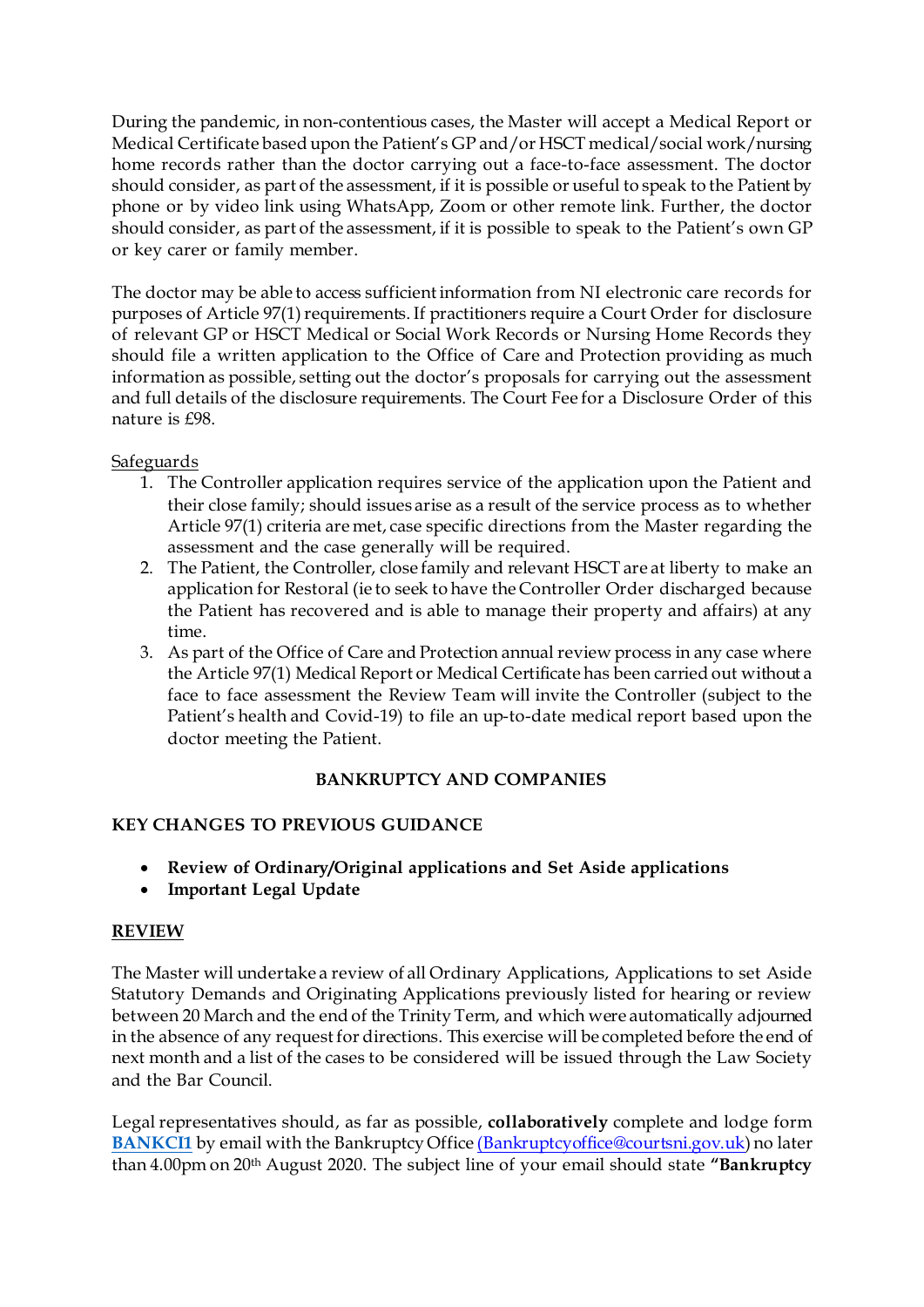During the pandemic, in non-contentious cases, the Master will accept a Medical Report or Medical Certificate based upon the Patient's GP and/or HSCT medical/social work/nursing home records rather than the doctor carrying out a face-to-face assessment. The doctor should consider, as part of the assessment, if it is possible or useful to speak to the Patient by phone or by video link using WhatsApp, Zoom or other remote link. Further, the doctor should consider, as part of the assessment, if it is possible to speak to the Patient's own GP or key carer or family member.

The doctor may be able to access sufficient information from NI electronic care records for purposes of Article 97(1) requirements. If practitioners require a Court Order for disclosure of relevant GP or HSCT Medical or Social Work Records or Nursing Home Records they should file a written application to the Office of Care and Protection providing as much information as possible, setting out the doctor's proposals for carrying out the assessment and full details of the disclosure requirements. The Court Fee for a Disclosure Order of this nature is £98.

<u>Safeguards</u>

1. The Controller application requires service of the application upon the Patient and their close family; should issues arise as a result of the service process as to whether Article 97(1) criteria are met, case specific directions from the Master regarding the assessment and the case generally will be required.
2. The Patient, the Controller, close family and relevant HSCT are at liberty to make an application for Restoral (ie to seek to have the Controller Order discharged because the Patient has recovered and is able to manage their property and affairs) at any time.
3. As part of the Office of Care and Protection annual review process in any case where the Article 97(1) Medical Report or Medical Certificate has been carried out without a face to face assessment the Review Team will invite the Controller (subject to the Patient's health and Covid-19) to file an up-to-date medical report based upon the doctor meeting the Patient.

## BANKRUPTCY AND COMPANIES

### KEY CHANGES TO PREVIOUS GUIDANCE

- **Review of Ordinary/Original applications and Set Aside applications**
- **Important Legal Update**

### REVIEW

The Master will undertake a review of all Ordinary Applications, Applications to set Aside Statutory Demands and Originating Applications previously listed for hearing or review between 20 March and the end of the Trinity Term, and which were automatically adjourned in the absence of any request for directions. This exercise will be completed before the end of next month and a list of the cases to be considered will be issued through the Law Society and the Bar Council.

Legal representatives should, as far as possible, **collaboratively** complete and lodge form **BANKCI1** by email with the Bankruptcy Office (Bankruptcyoffice@courtsni.gov.uk) no later than 4.00pm on 20th August 2020. The subject line of your email should state **"Bankruptcy**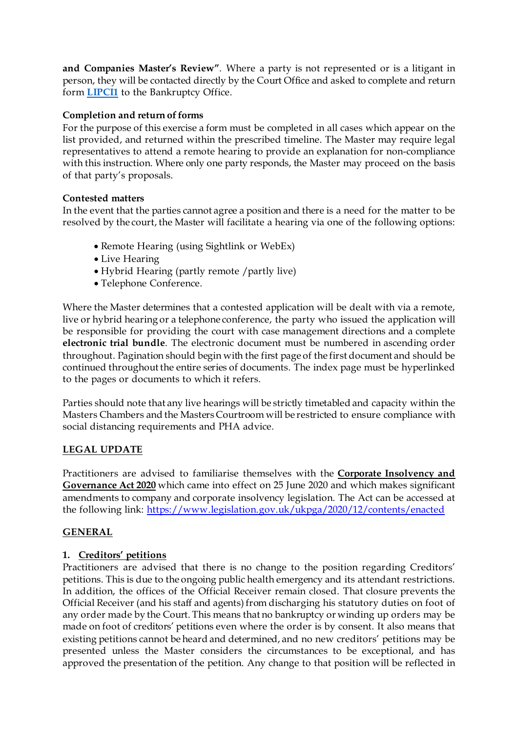**and Companies Master's Review"**. Where a party is not represented or is a litigant in person, they will be contacted directly by the Court Office and asked to complete and return form **LIPCI1** to the Bankruptcy Office.

**Completion and return of forms**

For the purpose of this exercise a form must be completed in all cases which appear on the list provided, and returned within the prescribed timeline. The Master may require legal representatives to attend a remote hearing to provide an explanation for non-compliance with this instruction. Where only one party responds, the Master may proceed on the basis of that party's proposals.

**Contested matters**

In the event that the parties cannot agree a position and there is a need for the matter to be resolved by the court, the Master will facilitate a hearing via one of the following options:

- Remote Hearing (using Sightlink or WebEx)
- Live Hearing
- Hybrid Hearing (partly remote /partly live)
- Telephone Conference.

Where the Master determines that a contested application will be dealt with via a remote, live or hybrid hearing or a telephone conference, the party who issued the application will be responsible for providing the court with case management directions and a complete **electronic trial bundle**. The electronic document must be numbered in ascending order throughout. Pagination should begin with the first page of the first document and should be continued throughout the entire series of documents. The index page must be hyperlinked to the pages or documents to which it refers.

Parties should note that any live hearings will be strictly timetabled and capacity within the Masters Chambers and the Masters Courtroom will be restricted to ensure compliance with social distancing requirements and PHA advice.

## LEGAL UPDATE

Practitioners are advised to familiarise themselves with the **Corporate Insolvency and Governance Act 2020** which came into effect on 25 June 2020 and which makes significant amendments to company and corporate insolvency legislation. The Act can be accessed at the following link: https://www.legislation.gov.uk/ukpga/2020/12/contents/enacted

## GENERAL

### 1. Creditors' petitions

Practitioners are advised that there is no change to the position regarding Creditors' petitions. This is due to the ongoing public health emergency and its attendant restrictions. In addition, the offices of the Official Receiver remain closed. That closure prevents the Official Receiver (and his staff and agents) from discharging his statutory duties on foot of any order made by the Court. This means that no bankruptcy or winding up orders may be made on foot of creditors' petitions even where the order is by consent. It also means that existing petitions cannot be heard and determined, and no new creditors' petitions may be presented unless the Master considers the circumstances to be exceptional, and has approved the presentation of the petition. Any change to that position will be reflected in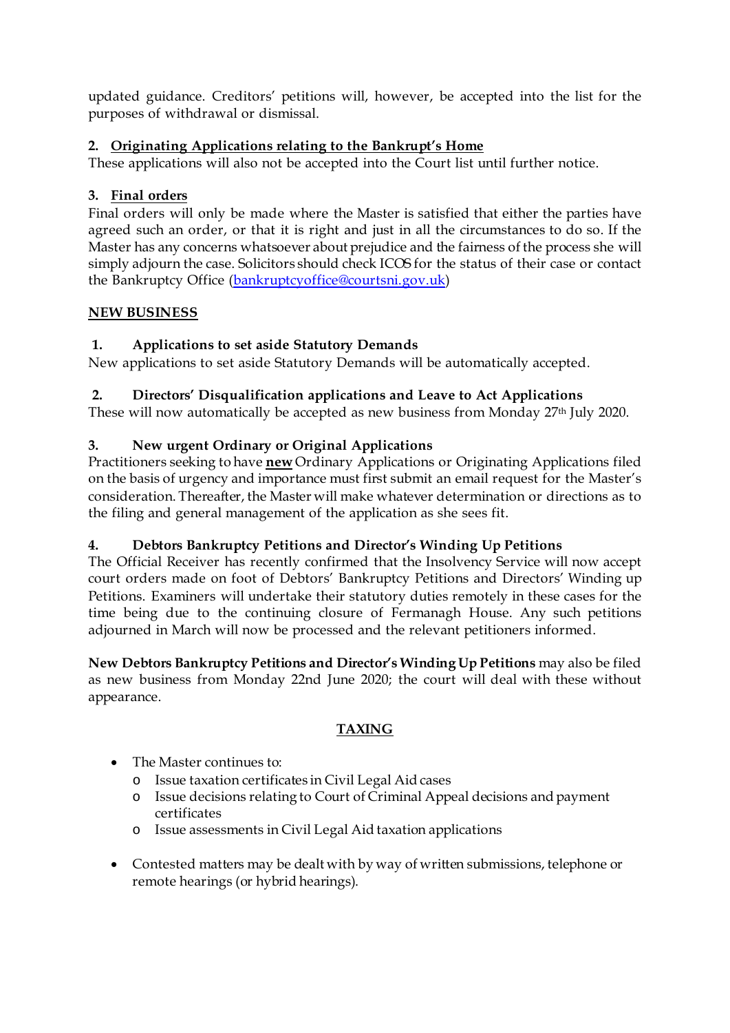updated guidance. Creditors' petitions will, however, be accepted into the list for the purposes of withdrawal or dismissal.

**2. Originating Applications relating to the Bankrupt's Home**

These applications will also not be accepted into the Court list until further notice.

**3. Final orders**

Final orders will only be made where the Master is satisfied that either the parties have agreed such an order, or that it is right and just in all the circumstances to do so. If the Master has any concerns whatsoever about prejudice and the fairness of the process she will simply adjourn the case. Solicitors should check ICOS for the status of their case or contact the Bankruptcy Office (bankruptcyoffice@courtsni.gov.uk)

**NEW BUSINESS**

**1. Applications to set aside Statutory Demands**

New applications to set aside Statutory Demands will be automatically accepted.

**2. Directors' Disqualification applications and Leave to Act Applications**

These will now automatically be accepted as new business from Monday 27th July 2020.

**3. New urgent Ordinary or Original Applications**

Practitioners seeking to have **new** Ordinary Applications or Originating Applications filed on the basis of urgency and importance must first submit an email request for the Master's consideration. Thereafter, the Master will make whatever determination or directions as to the filing and general management of the application as she sees fit.

**4. Debtors Bankruptcy Petitions and Director's Winding Up Petitions**

The Official Receiver has recently confirmed that the Insolvency Service will now accept court orders made on foot of Debtors' Bankruptcy Petitions and Directors' Winding up Petitions. Examiners will undertake their statutory duties remotely in these cases for the time being due to the continuing closure of Fermanagh House. Any such petitions adjourned in March will now be processed and the relevant petitioners informed.

**New Debtors Bankruptcy Petitions and Director's Winding Up Petitions** may also be filed as new business from Monday 22nd June 2020; the court will deal with these without appearance.

**TAXING**

- The Master continues to:
  - Issue taxation certificates in Civil Legal Aid cases
  - Issue decisions relating to Court of Criminal Appeal decisions and payment certificates
  - Issue assessments in Civil Legal Aid taxation applications
- Contested matters may be dealt with by way of written submissions, telephone or remote hearings (or hybrid hearings).